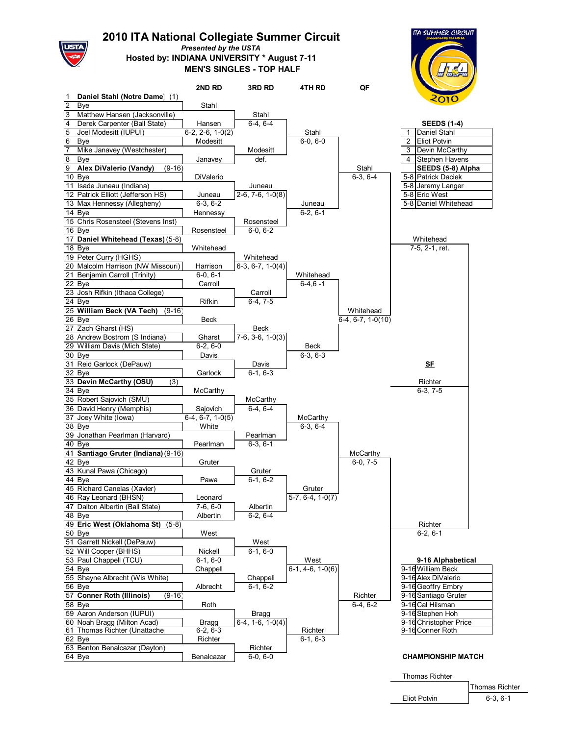# 2010 ITA National Collegiate Summer Circuit

*Presented by the USTA*

**Hosted by: INDIANA UNIVERSITY * August 7-11**

**MEN'S SINGLES - TOP HALF**

| # | Player | 2ND RD | 3RD RD | 4TH RD | QF | SF |
|---|---|---|---|---|---|---|
| 1 | **Daniel Stahl (Notre Dame)** (1) | | | | | |
| 2 | Bye | Stahl | | | | |
| 3 | Matthew Hansen (Jacksonville) | | Stahl | | | |
| 4 | Derek Carpenter (Ball State) | Hansen | 6-4, 6-4 | | | |
| 5 | Joel Modesitt (IUPUI) | 6-2, 2-6, 1-0(2) | | Stahl | | |
| 6 | Bye | Modesitt | | 6-0, 6-0 | | |
| 7 | Mike Janavey (Westchester) | | Modesitt | | | |
| 8 | Bye | Janavey | def. | | | |
| 9 | **Alex DiValerio (Vandy)** (9-16) | | | | Stahl | |
| 10 | Bye | DiValerio | | | 6-3, 6-4 | |
| 11 | Isade Juneau (Indiana) | | Juneau | | | |
| 12 | Patrick Elliott (Jefferson HS) | Juneau | 2-6, 7-6, 1-0(8) | | | |
| 13 | Max Hennessy (Allegheny) | 6-3, 6-2 | | Juneau | | |
| 14 | Bye | Hennessy | | 6-2, 6-1 | | |
| 15 | Chris Rosensteel (Stevens Inst) | | Rosensteel | | | |
| 16 | Bye | Rosensteel | 6-0, 6-2 | | | |
| 17 | **Daniel Whitehead (Texas)** (5-8) | | | | | Whitehead |
| 18 | Bye | Whitehead | | | | 7-5, 2-1, ret. |
| 19 | Peter Curry (HGHS) | | Whitehead | | | |
| 20 | Malcolm Harrison (NW Missouri) | Harrison | 6-3, 6-7, 1-0(4) | | | |
| 21 | Benjamin Carroll (Trinity) | 6-0, 6-1 | | Whitehead | | |
| 22 | Bye | Carroll | | 6-4,6 -1 | | |
| 23 | Josh Rifkin (Ithaca College) | | Carroll | | | |
| 24 | Bye | Rifkin | 6-4, 7-5 | | | |
| 25 | **William Beck (VA Tech)** (9-16) | | | | Whitehead | |
| 26 | Bye | Beck | | | 6-4, 6-7, 1-0(10) | |
| 27 | Zach Gharst (HS) | | Beck | | | |
| 28 | Andrew Bostrom (S Indiana) | Gharst | 7-6, 3-6, 1-0(3) | | | |
| 29 | William Davis (Mich State) | 6-2, 6-0 | | Beck | | |
| 30 | Bye | Davis | | 6-3, 6-3 | | |
| 31 | Reid Garlock (DePauw) | | Davis | | | |
| 32 | Bye | Garlock | 6-1, 6-3 | | | |
| 33 | **Devin McCarthy (OSU)** (3) | | | | | Richter |
| 34 | Bye | McCarthy | | | | 6-3, 7-5 |
| 35 | Robert Sajovich (SMU) | | McCarthy | | | |
| 36 | David Henry (Memphis) | Sajovich | 6-4, 6-4 | | | |
| 37 | Joey White (Iowa) | 6-4, 6-7, 1-0(5) | | McCarthy | | |
| 38 | Bye | White | | 6-3, 6-4 | | |
| 39 | Jonathan Pearlman (Harvard) | | Pearlman | | | |
| 40 | Bye | Pearlman | 6-3, 6-1 | | | |
| 41 | **Santiago Gruter (Indiana)** (9-16) | | | | McCarthy | |
| 42 | Bye | Gruter | | | 6-0, 7-5 | |
| 43 | Kunal Pawa (Chicago) | | Gruter | | | |
| 44 | Bye | Pawa | 6-1, 6-2 | | | |
| 45 | Richard Canelas (Xavier) | | | Gruter | | |
| 46 | Ray Leonard (BHSN) | Leonard | | 5-7, 6-4, 1-0(7) | | |
| 47 | Dalton Albertin (Ball State) | 7-6, 6-0 | Albertin | | | |
| 48 | Bye | Albertin | 6-2, 6-4 | | | |
| 49 | **Eric West (Oklahoma St)** (5-8) | | | | | Richter |
| 50 | Bye | West | | | | 6-2, 6-1 |
| 51 | Garrett Nickell (DePauw) | | West | | | |
| 52 | Will Cooper (BHHS) | Nickell | 6-1, 6-0 | | | |
| 53 | Paul Chappell (TCU) | 6-1, 6-0 | | West | | |
| 54 | Bye | Chappell | | 6-1, 4-6, 1-0(6) | | |
| 55 | Shayne Albrecht (Wis White) | | Chappell | | | |
| 56 | Bye | Albrecht | 6-1, 6-2 | | | |
| 57 | **Conner Roth (Illinois)** (9-16) | | | | Richter | |
| 58 | Bye | Roth | | | 6-4, 6-2 | |
| 59 | Aaron Anderson (IUPUI) | | Bragg | | | |
| 60 | Noah Bragg (Milton Acad) | Bragg | 6-4, 1-6, 1-0(4) | | | |
| 61 | Thomas Richter (Unattache | 6-2, 6-3 | | Richter | | |
| 62 | Bye | Richter | | 6-1, 6-3 | | |
| 63 | Benton Benalcazar (Dayton) | | Richter | | | |
| 64 | Bye | Benalcazar | 6-0, 6-0 | | | |

**SEEDS (1-4)**

| Seed | Player |
|---|---|
| 1 | Daniel Stahl |
| 2 | Eliot Potvin |
| 3 | Devin McCarthy |
| 4 | Stephen Havens |

**SEEDS (5-8) Alpha**

| Seed | Player |
|---|---|
| 5-8 | Patrick Daciek |
| 5-8 | Jeremy Langer |
| 5-8 | Eric West |
| 5-8 | Daniel Whitehead |

**9-16 Alphabetical**

| Seed | Player |
|---|---|
| 9-16 | William Beck |
| 9-16 | Alex DiValerio |
| 9-16 | Geoffry Embry |
| 9-16 | Santiago Gruter |
| 9-16 | Cal Hilsman |
| 9-16 | Stephen Hoh |
| 9-16 | Christopher Price |
| 9-16 | Conner Roth |

**CHAMPIONSHIP MATCH**

| Finalists | Champion |
|---|---|
| Thomas Richter | Thomas Richter |
| Eliot Potvin | 6-3, 6-1 |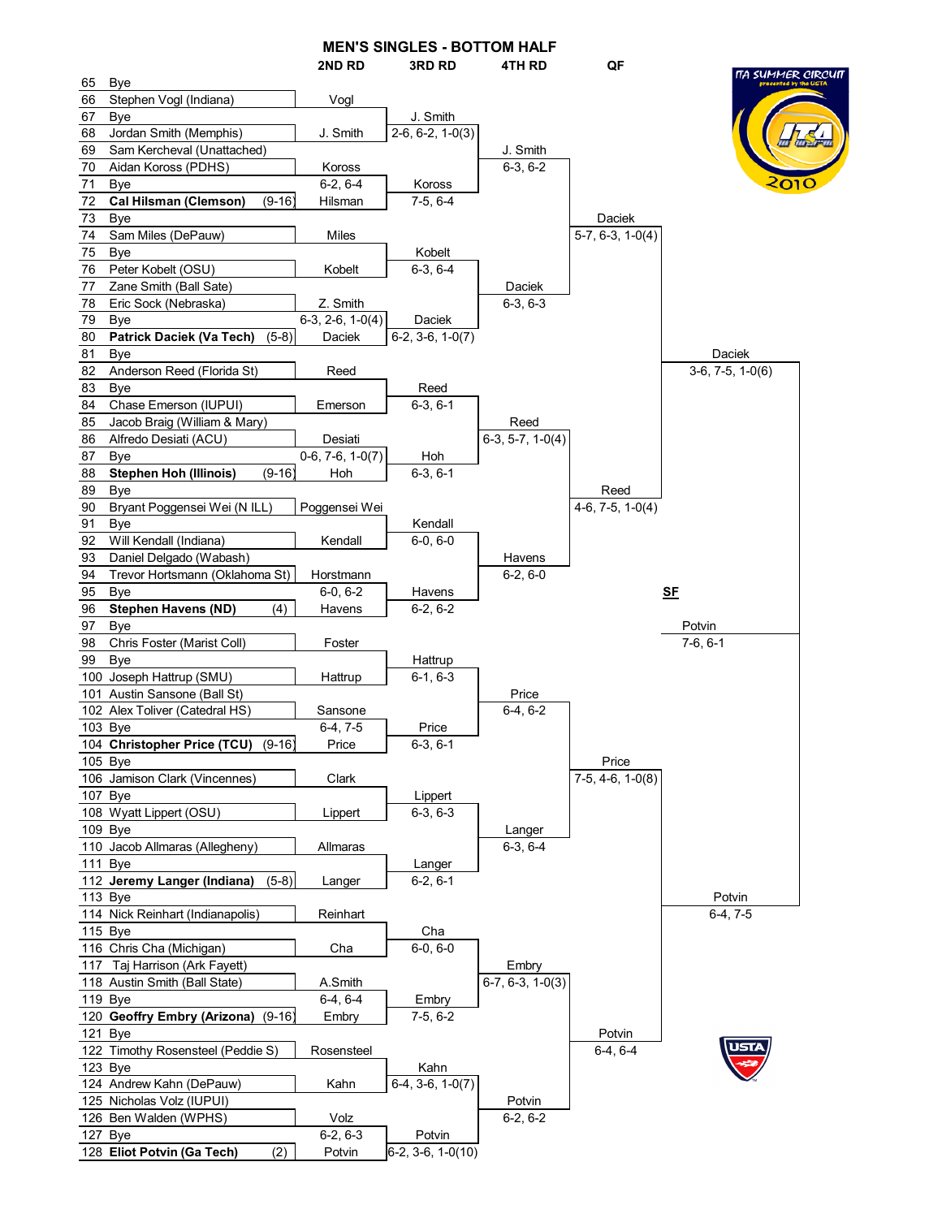## MEN'S SINGLES - BOTTOM HALF

| # | Player | 2ND RD | 3RD RD | 4TH RD | QF | SF |
|---|---|---|---|---|---|---|
| 65 | Bye | | | | | |
| 66 | Stephen Vogl (Indiana) | Vogl | | | | |
| 67 | Bye | | J. Smith | | | |
| 68 | Jordan Smith (Memphis) | J. Smith | 2-6, 6-2, 1-0(3) | | | |
| 69 | Sam Kercheval (Unattached) | | | J. Smith | | |
| 70 | Aidan Koross (PDHS) | Koross | | 6-3, 6-2 | | |
| 71 | Bye | 6-2, 6-4 | Koross | | | |
| 72 | **Cal Hilsman (Clemson)** (9-16) | Hilsman | 7-5, 6-4 | | | |
| 73 | Bye | | | | Daciek | |
| 74 | Sam Miles (DePauw) | Miles | | | 5-7, 6-3, 1-0(4) | |
| 75 | Bye | | Kobelt | | | |
| 76 | Peter Kobelt (OSU) | Kobelt | 6-3, 6-4 | | | |
| 77 | Zane Smith (Ball Sate) | | | Daciek | | |
| 78 | Eric Sock (Nebraska) | Z. Smith | | 6-3, 6-3 | | |
| 79 | Bye | 6-3, 2-6, 1-0(4) | Daciek | | | |
| 80 | **Patrick Daciek (Va Tech)** (5-8) | Daciek | 6-2, 3-6, 1-0(7) | | | |
| 81 | Bye | | | | | Daciek |
| 82 | Anderson Reed (Florida St) | Reed | | | | 3-6, 7-5, 1-0(6) |
| 83 | Bye | | Reed | | | |
| 84 | Chase Emerson (IUPUI) | Emerson | 6-3, 6-1 | | | |
| 85 | Jacob Braig (William & Mary) | | | Reed | | |
| 86 | Alfredo Desiati (ACU) | Desiati | | 6-3, 5-7, 1-0(4) | | |
| 87 | Bye | 0-6, 7-6, 1-0(7) | Hoh | | | |
| 88 | **Stephen Hoh (Illinois)** (9-16) | Hoh | 6-3, 6-1 | | | |
| 89 | Bye | | | | Reed | |
| 90 | Bryant Poggensei Wei (N ILL) | Poggensei Wei | | | 4-6, 7-5, 1-0(4) | |
| 91 | Bye | | Kendall | | | |
| 92 | Will Kendall (Indiana) | Kendall | 6-0, 6-0 | | | |
| 93 | Daniel Delgado (Wabash) | | | Havens | | |
| 94 | Trevor Hortsmann (Oklahoma St) | Horstmann | | 6-2, 6-0 | | |
| 95 | Bye | 6-0, 6-2 | Havens | | | **SF** |
| 96 | **Stephen Havens (ND)** (4) | Havens | 6-2, 6-2 | | | |
| 97 | Bye | | | | | Potvin |
| 98 | Chris Foster (Marist Coll) | Foster | | | | 7-6, 6-1 |
| 99 | Bye | | Hattrup | | | |
| 100 | Joseph Hattrup (SMU) | Hattrup | 6-1, 6-3 | | | |
| 101 | Austin Sansone (Ball St) | | | Price | | |
| 102 | Alex Toliver (Catedral HS) | Sansone | | 6-4, 6-2 | | |
| 103 | Bye | 6-4, 7-5 | Price | | | |
| 104 | **Christopher Price (TCU)** (9-16) | Price | 6-3, 6-1 | | | |
| 105 | Bye | | | | Price | |
| 106 | Jamison Clark (Vincennes) | Clark | | | 7-5, 4-6, 1-0(8) | |
| 107 | Bye | | Lippert | | | |
| 108 | Wyatt Lippert (OSU) | Lippert | 6-3, 6-3 | | | |
| 109 | Bye | | | Langer | | |
| 110 | Jacob Allmaras (Allegheny) | Allmaras | | 6-3, 6-4 | | |
| 111 | Bye | | Langer | | | |
| 112 | **Jeremy Langer (Indiana)** (5-8) | Langer | 6-2, 6-1 | | | |
| 113 | Bye | | | | | Potvin |
| 114 | Nick Reinhart (Indianapolis) | Reinhart | | | | 6-4, 7-5 |
| 115 | Bye | | Cha | | | |
| 116 | Chris Cha (Michigan) | Cha | 6-0, 6-0 | | | |
| 117 | Taj Harrison (Ark Fayett) | | | Embry | | |
| 118 | Austin Smith (Ball State) | A.Smith | | 6-7, 6-3, 1-0(3) | | |
| 119 | Bye | 6-4, 6-4 | Embry | | | |
| 120 | **Geoffry Embry (Arizona)** (9-16) | Embry | 7-5, 6-2 | | | |
| 121 | Bye | | | | Potvin | |
| 122 | Timothy Rosensteel (Peddie S) | Rosensteel | | | 6-4, 6-4 | |
| 123 | Bye | | Kahn | | | |
| 124 | Andrew Kahn (DePauw) | Kahn | 6-4, 3-6, 1-0(7) | | | |
| 125 | Nicholas Volz (IUPUI) | | | Potvin | | |
| 126 | Ben Walden (WPHS) | Volz | | 6-2, 6-2 | | |
| 127 | Bye | 6-2, 6-3 | Potvin | | | |
| 128 | **Eliot Potvin (Ga Tech)** (2) | Potvin | 6-2, 3-6, 1-0(10) | | | |